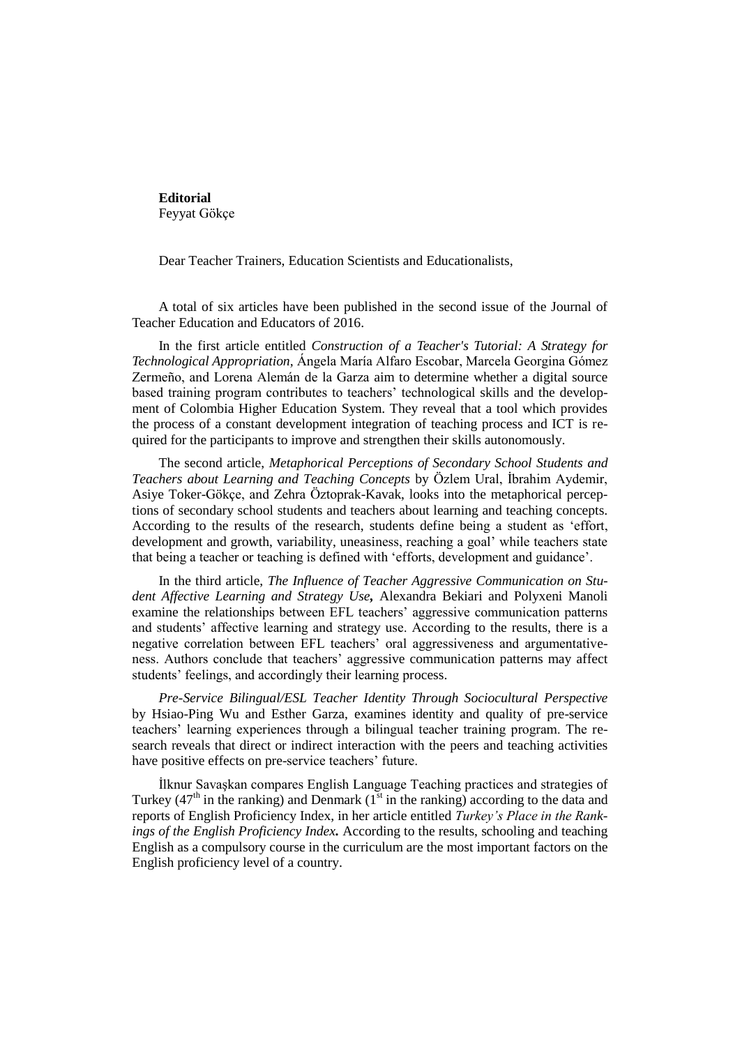**Editorial**
Feyyat Gökçe

Dear Teacher Trainers, Education Scientists and Educationalists,

A total of six articles have been published in the second issue of the Journal of Teacher Education and Educators of 2016.

In the first article entitled *Construction of a Teacher's Tutorial: A Strategy for Technological Appropriation*, Ángela María Alfaro Escobar, Marcela Georgina Gómez Zermeño, and Lorena Alemán de la Garza aim to determine whether a digital source based training program contributes to teachers' technological skills and the development of Colombia Higher Education System. They reveal that a tool which provides the process of a constant development integration of teaching process and ICT is required for the participants to improve and strengthen their skills autonomously.

The second article, *Metaphorical Perceptions of Secondary School Students and Teachers about Learning and Teaching Concepts* by Özlem Ural, İbrahim Aydemir, Asiye Toker-Gökçe, and Zehra Öztoprak-Kavak, looks into the metaphorical perceptions of secondary school students and teachers about learning and teaching concepts. According to the results of the research, students define being a student as 'effort, development and growth, variability, uneasiness, reaching a goal' while teachers state that being a teacher or teaching is defined with 'efforts, development and guidance'.

In the third article, *The Influence of Teacher Aggressive Communication on Student Affective Learning and Strategy Use***,** Alexandra Bekiari and Polyxeni Manoli examine the relationships between EFL teachers' aggressive communication patterns and students' affective learning and strategy use. According to the results, there is a negative correlation between EFL teachers' oral aggressiveness and argumentativeness. Authors conclude that teachers' aggressive communication patterns may affect students' feelings, and accordingly their learning process.

*Pre-Service Bilingual/ESL Teacher Identity Through Sociocultural Perspective* by Hsiao-Ping Wu and Esther Garza, examines identity and quality of pre-service teachers' learning experiences through a bilingual teacher training program. The research reveals that direct or indirect interaction with the peers and teaching activities have positive effects on pre-service teachers' future.

İlknur Savaşkan compares English Language Teaching practices and strategies of Turkey (47th in the ranking) and Denmark (1st in the ranking) according to the data and reports of English Proficiency Index, in her article entitled *Turkey's Place in the Rankings of the English Proficiency Index***.** According to the results, schooling and teaching English as a compulsory course in the curriculum are the most important factors on the English proficiency level of a country.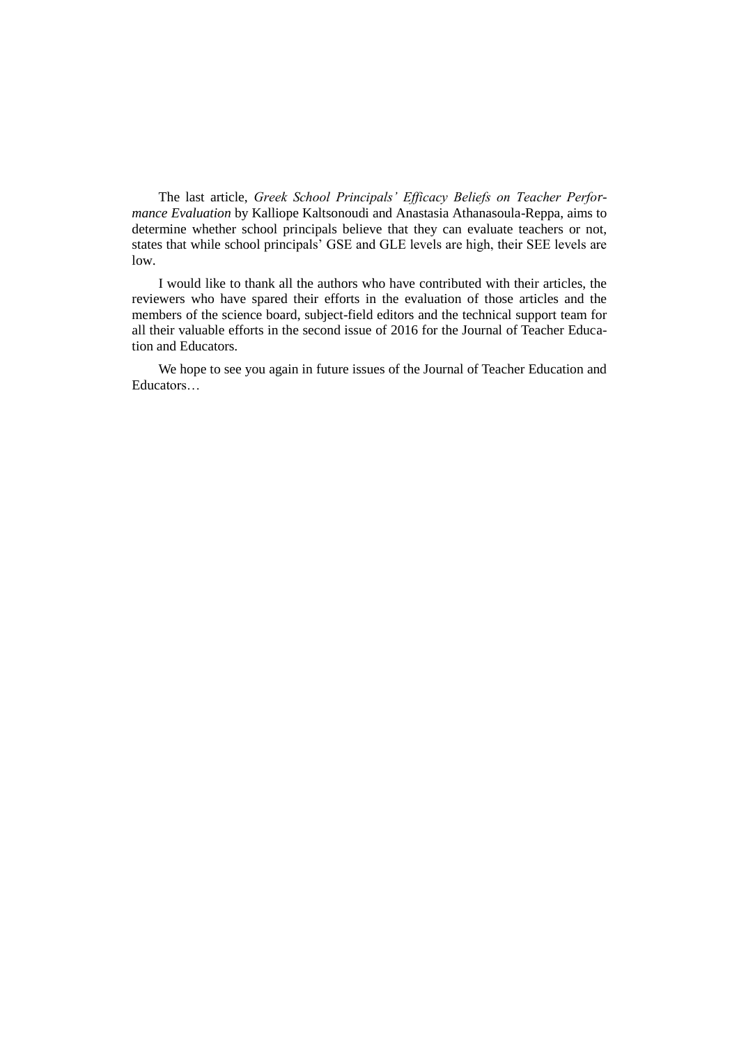The last article, *Greek School Principals' Efficacy Beliefs on Teacher Performance Evaluation* by Kalliope Kaltsonoudi and Anastasia Athanasoula-Reppa, aims to determine whether school principals believe that they can evaluate teachers or not, states that while school principals' GSE and GLE levels are high, their SEE levels are low.

I would like to thank all the authors who have contributed with their articles, the reviewers who have spared their efforts in the evaluation of those articles and the members of the science board, subject-field editors and the technical support team for all their valuable efforts in the second issue of 2016 for the Journal of Teacher Education and Educators.

We hope to see you again in future issues of the Journal of Teacher Education and Educators…